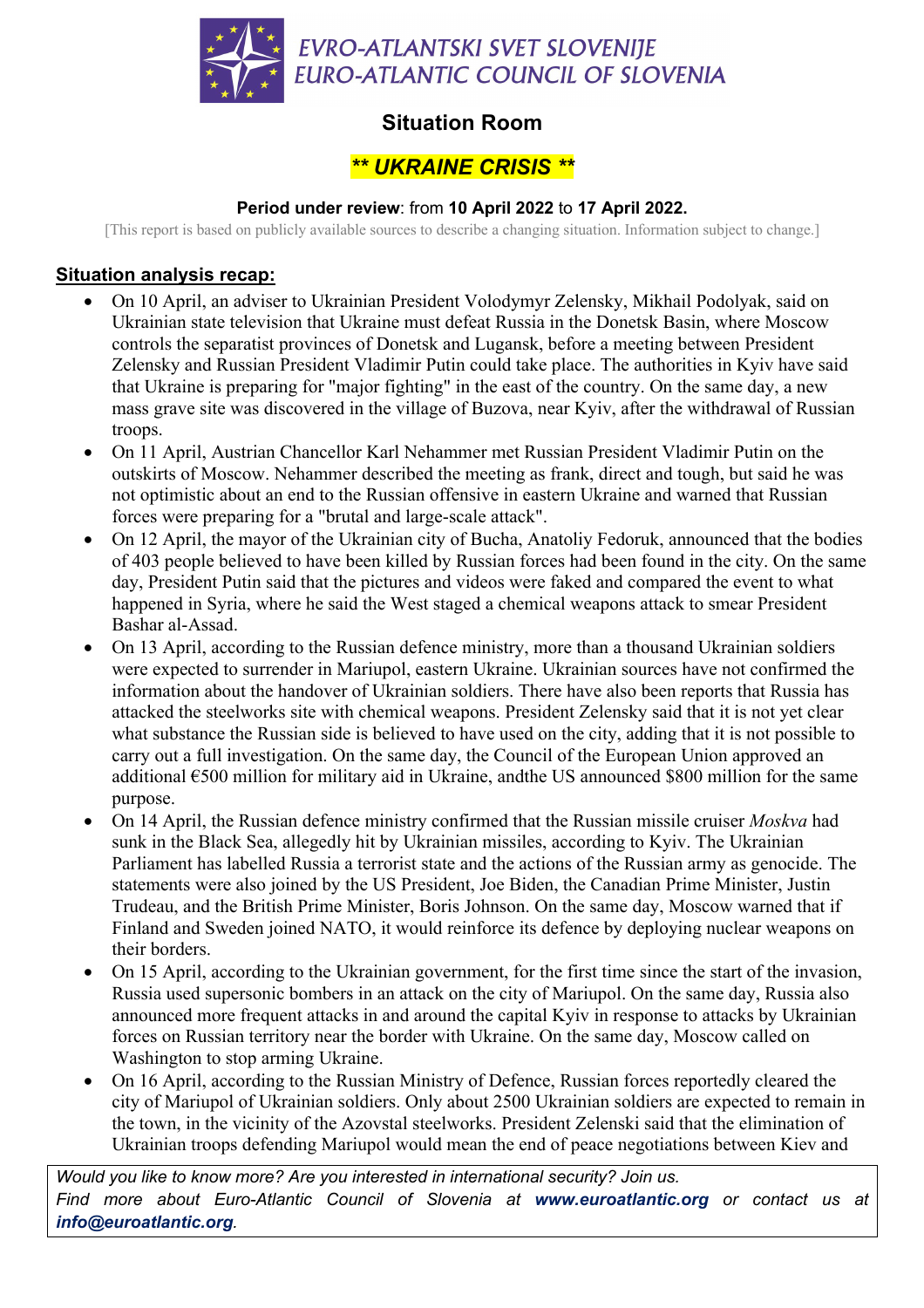EVRO-ATLANTSKI SVET SLOVENIJE
EURO-ATLANTIC COUNCIL OF SLOVENIA

# Situation Room

## *** UKRAINE CRISIS ***

**Period under review**: from **10 April 2022** to **17 April 2022.**

[This report is based on publicly available sources to describe a changing situation. Information subject to change.]

### Situation analysis recap:

- On 10 April, an adviser to Ukrainian President Volodymyr Zelensky, Mikhail Podolyak, said on Ukrainian state television that Ukraine must defeat Russia in the Donetsk Basin, where Moscow controls the separatist provinces of Donetsk and Lugansk, before a meeting between President Zelensky and Russian President Vladimir Putin could take place. The authorities in Kyiv have said that Ukraine is preparing for "major fighting" in the east of the country. On the same day, a new mass grave site was discovered in the village of Buzova, near Kyiv, after the withdrawal of Russian troops.
- On 11 April, Austrian Chancellor Karl Nehammer met Russian President Vladimir Putin on the outskirts of Moscow. Nehammer described the meeting as frank, direct and tough, but said he was not optimistic about an end to the Russian offensive in eastern Ukraine and warned that Russian forces were preparing for a "brutal and large-scale attack".
- On 12 April, the mayor of the Ukrainian city of Bucha, Anatoliy Fedoruk, announced that the bodies of 403 people believed to have been killed by Russian forces had been found in the city. On the same day, President Putin said that the pictures and videos were faked and compared the event to what happened in Syria, where he said the West staged a chemical weapons attack to smear President Bashar al-Assad.
- On 13 April, according to the Russian defence ministry, more than a thousand Ukrainian soldiers were expected to surrender in Mariupol, eastern Ukraine. Ukrainian sources have not confirmed the information about the handover of Ukrainian soldiers. There have also been reports that Russia has attacked the steelworks site with chemical weapons. President Zelensky said that it is not yet clear what substance the Russian side is believed to have used on the city, adding that it is not possible to carry out a full investigation. On the same day, the Council of the European Union approved an additional €500 million for military aid in Ukraine, andthe US announced $800 million for the same purpose.
- On 14 April, the Russian defence ministry confirmed that the Russian missile cruiser *Moskva* had sunk in the Black Sea, allegedly hit by Ukrainian missiles, according to Kyiv. The Ukrainian Parliament has labelled Russia a terrorist state and the actions of the Russian army as genocide. The statements were also joined by the US President, Joe Biden, the Canadian Prime Minister, Justin Trudeau, and the British Prime Minister, Boris Johnson. On the same day, Moscow warned that if Finland and Sweden joined NATO, it would reinforce its defence by deploying nuclear weapons on their borders.
- On 15 April, according to the Ukrainian government, for the first time since the start of the invasion, Russia used supersonic bombers in an attack on the city of Mariupol. On the same day, Russia also announced more frequent attacks in and around the capital Kyiv in response to attacks by Ukrainian forces on Russian territory near the border with Ukraine. On the same day, Moscow called on Washington to stop arming Ukraine.
- On 16 April, according to the Russian Ministry of Defence, Russian forces reportedly cleared the city of Mariupol of Ukrainian soldiers. Only about 2500 Ukrainian soldiers are expected to remain in the town, in the vicinity of the Azovstal steelworks. President Zelenski said that the elimination of Ukrainian troops defending Mariupol would mean the end of peace negotiations between Kiev and

*Would you like to know more? Are you interested in international security? Join us. Find more about Euro-Atlantic Council of Slovenia at **www.euroatlantic.org** or contact us at **info@euroatlantic.org**.*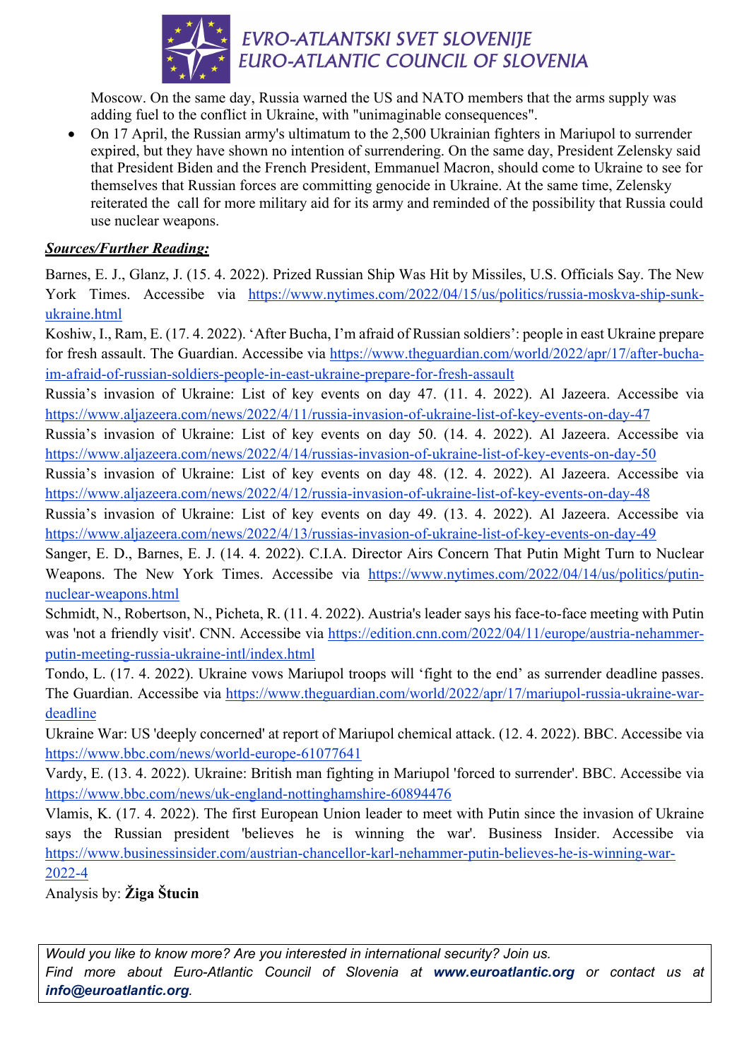Moscow. On the same day, Russia warned the US and NATO members that the arms supply was adding fuel to the conflict in Ukraine, with "unimaginable consequences".

- On 17 April, the Russian army's ultimatum to the 2,500 Ukrainian fighters in Mariupol to surrender expired, but they have shown no intention of surrendering. On the same day, President Zelensky said that President Biden and the French President, Emmanuel Macron, should come to Ukraine to see for themselves that Russian forces are committing genocide in Ukraine. At the same time, Zelensky reiterated the call for more military aid for its army and reminded of the possibility that Russia could use nuclear weapons.

***Sources/Further Reading:***

Barnes, E. J., Glanz, J. (15. 4. 2022). Prized Russian Ship Was Hit by Missiles, U.S. Officials Say. The New York Times. Accessibe via https://www.nytimes.com/2022/04/15/us/politics/russia-moskva-ship-sunk-ukraine.html

Koshiw, I., Ram, E. (17. 4. 2022). 'After Bucha, I'm afraid of Russian soldiers': people in east Ukraine prepare for fresh assault. The Guardian. Accessibe via https://www.theguardian.com/world/2022/apr/17/after-bucha-im-afraid-of-russian-soldiers-people-in-east-ukraine-prepare-for-fresh-assault

Russia's invasion of Ukraine: List of key events on day 47. (11. 4. 2022). Al Jazeera. Accessibe via https://www.aljazeera.com/news/2022/4/11/russia-invasion-of-ukraine-list-of-key-events-on-day-47

Russia's invasion of Ukraine: List of key events on day 50. (14. 4. 2022). Al Jazeera. Accessibe via https://www.aljazeera.com/news/2022/4/14/russias-invasion-of-ukraine-list-of-key-events-on-day-50

Russia's invasion of Ukraine: List of key events on day 48. (12. 4. 2022). Al Jazeera. Accessibe via https://www.aljazeera.com/news/2022/4/12/russia-invasion-of-ukraine-list-of-key-events-on-day-48

Russia's invasion of Ukraine: List of key events on day 49. (13. 4. 2022). Al Jazeera. Accessibe via https://www.aljazeera.com/news/2022/4/13/russias-invasion-of-ukraine-list-of-key-events-on-day-49

Sanger, E. D., Barnes, E. J. (14. 4. 2022). C.I.A. Director Airs Concern That Putin Might Turn to Nuclear Weapons. The New York Times. Accessibe via https://www.nytimes.com/2022/04/14/us/politics/putin-nuclear-weapons.html

Schmidt, N., Robertson, N., Picheta, R. (11. 4. 2022). Austria's leader says his face-to-face meeting with Putin was 'not a friendly visit'. CNN. Accessibe via https://edition.cnn.com/2022/04/11/europe/austria-nehammer-putin-meeting-russia-ukraine-intl/index.html

Tondo, L. (17. 4. 2022). Ukraine vows Mariupol troops will 'fight to the end' as surrender deadline passes. The Guardian. Accessibe via https://www.theguardian.com/world/2022/apr/17/mariupol-russia-ukraine-war-deadline

Ukraine War: US 'deeply concerned' at report of Mariupol chemical attack. (12. 4. 2022). BBC. Accessibe via https://www.bbc.com/news/world-europe-61077641

Vardy, E. (13. 4. 2022). Ukraine: British man fighting in Mariupol 'forced to surrender'. BBC. Accessibe via https://www.bbc.com/news/uk-england-nottinghamshire-60894476

Vlamis, K. (17. 4. 2022). The first European Union leader to meet with Putin since the invasion of Ukraine says the Russian president 'believes he is winning the war'. Business Insider. Accessibe via https://www.businessinsider.com/austrian-chancellor-karl-nehammer-putin-believes-he-is-winning-war-2022-4

Analysis by: **Žiga Štucin**

*Would you like to know more? Are you interested in international security? Join us. Find more about Euro-Atlantic Council of Slovenia at **www.euroatlantic.org** or contact us at **info@euroatlantic.org**.*